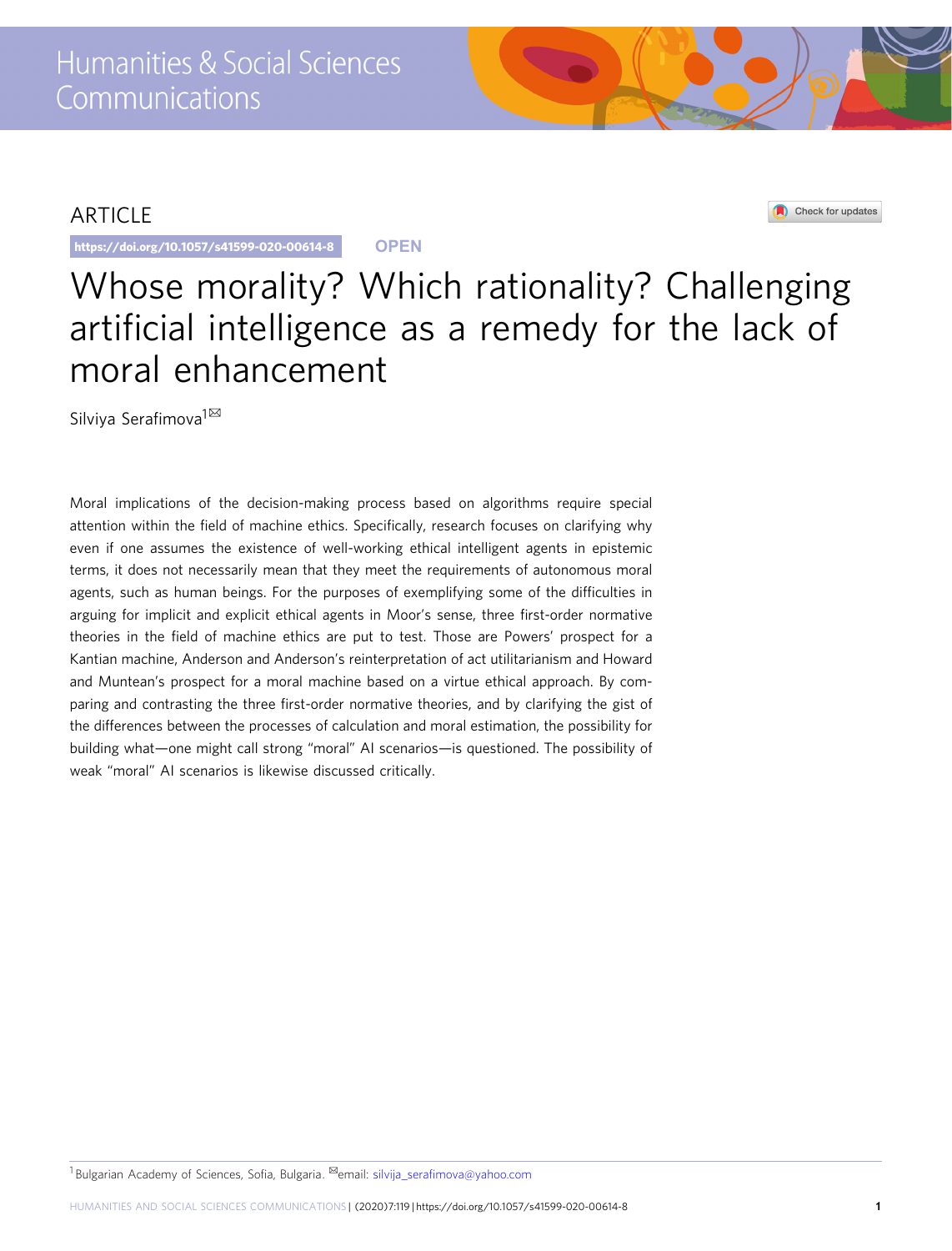ARTICLE

https://doi.org/10.1057/s41599-020-00614-8 **OPEN**

# Whose morality? Which rationality? Challenging artificial intelligence as a remedy for the lack of moral enhancement

Silviya Serafimova[1]✉

Moral implications of the decision-making process based on algorithms require special attention within the field of machine ethics. Specifically, research focuses on clarifying why even if one assumes the existence of well-working ethical intelligent agents in epistemic terms, it does not necessarily mean that they meet the requirements of autonomous moral agents, such as human beings. For the purposes of exemplifying some of the difficulties in arguing for implicit and explicit ethical agents in Moor's sense, three first-order normative theories in the field of machine ethics are put to test. Those are Powers' prospect for a Kantian machine, Anderson and Anderson's reinterpretation of act utilitarianism and Howard and Muntean's prospect for a moral machine based on a virtue ethical approach. By comparing and contrasting the three first-order normative theories, and by clarifying the gist of the differences between the processes of calculation and moral estimation, the possibility for building what—one might call strong "moral" AI scenarios—is questioned. The possibility of weak "moral" AI scenarios is likewise discussed critically.

[1] Bulgarian Academy of Sciences, Sofia, Bulgaria. ✉email: silvija_serafimova@yahoo.com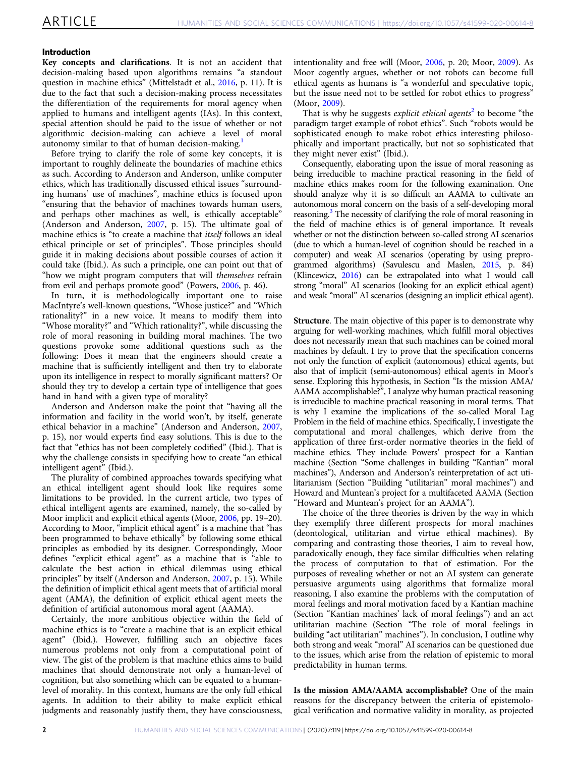## Introduction

**Key concepts and clarifications**. It is not an accident that decision-making based upon algorithms remains "a standout question in machine ethics" (Mittelstadt et al., 2016, p. 11). It is due to the fact that such a decision-making process necessitates the differentiation of the requirements for moral agency when applied to humans and intelligent agents (IAs). In this context, special attention should be paid to the issue of whether or not algorithmic decision-making can achieve a level of moral autonomy similar to that of human decision-making.[1]

Before trying to clarify the role of some key concepts, it is important to roughly delineate the boundaries of machine ethics as such. According to Anderson and Anderson, unlike computer ethics, which has traditionally discussed ethical issues "surrounding humans' use of machines", machine ethics is focused upon "ensuring that the behavior of machines towards human users, and perhaps other machines as well, is ethically acceptable" (Anderson and Anderson, 2007, p. 15). The ultimate goal of machine ethics is "to create a machine that *itself* follows an ideal ethical principle or set of principles". Those principles should guide it in making decisions about possible courses of action it could take (Ibid.). As such a principle, one can point out that of "how we might program computers that will *themselves* refrain from evil and perhaps promote good" (Powers, 2006, p. 46).

In turn, it is methodologically important one to raise MacIntyre's well-known questions, "Whose justice?" and "Which rationality?" in a new voice. It means to modify them into "Whose morality?" and "Which rationality?", while discussing the role of moral reasoning in building moral machines. The two questions provoke some additional questions such as the following: Does it mean that the engineers should create a machine that is sufficiently intelligent and then try to elaborate upon its intelligence in respect to morally significant matters? Or should they try to develop a certain type of intelligence that goes hand in hand with a given type of morality?

Anderson and Anderson make the point that "having all the information and facility in the world won't, by itself, generate ethical behavior in a machine" (Anderson and Anderson, 2007, p. 15), nor would experts find easy solutions. This is due to the fact that "ethics has not been completely codified" (Ibid.). That is why the challenge consists in specifying how to create "an ethical intelligent agent" (Ibid.).

The plurality of combined approaches towards specifying what an ethical intelligent agent should look like requires some limitations to be provided. In the current article, two types of ethical intelligent agents are examined, namely, the so-called by Moor implicit and explicit ethical agents (Moor, 2006, pp. 19–20). According to Moor, "implicit ethical agent" is a machine that "has been programmed to behave ethically" by following some ethical principles as embodied by its designer. Correspondingly, Moor defines "explicit ethical agent" as a machine that is "able to calculate the best action in ethical dilemmas using ethical principles" by itself (Anderson and Anderson, 2007, p. 15). While the definition of implicit ethical agent meets that of artificial moral agent (AMA), the definition of explicit ethical agent meets the definition of artificial autonomous moral agent (AAMA).

Certainly, the more ambitious objective within the field of machine ethics is to "create a machine that is an explicit ethical agent" (Ibid.). However, fulfilling such an objective faces numerous problems not only from a computational point of view. The gist of the problem is that machine ethics aims to build machines that should demonstrate not only a human-level of cognition, but also something which can be equated to a human-level of morality. In this context, humans are the only full ethical agents. In addition to their ability to make explicit ethical judgments and reasonably justify them, they have consciousness, intentionality and free will (Moor, 2006, p. 20; Moor, 2009). As Moor cogently argues, whether or not robots can become full ethical agents as humans is "a wonderful and speculative topic, but the issue need not to be settled for robot ethics to progress" (Moor, 2009).

That is why he suggests *explicit ethical agents*[2] to become "the paradigm target example of robot ethics". Such "robots would be sophisticated enough to make robot ethics interesting philosophically and important practically, but not so sophisticated that they might never exist" (Ibid.).

Consequently, elaborating upon the issue of moral reasoning as being irreducible to machine practical reasoning in the field of machine ethics makes room for the following examination. One should analyze why it is so difficult an AAMA to cultivate an autonomous moral concern on the basis of a self-developing moral reasoning.[3] The necessity of clarifying the role of moral reasoning in the field of machine ethics is of general importance. It reveals whether or not the distinction between so-called strong AI scenarios (due to which a human-level of cognition should be reached in a computer) and weak AI scenarios (operating by using preprogrammed algorithms) (Savulescu and Maslen, 2015, p. 84) (Klincewicz, 2016) can be extrapolated into what I would call strong "moral" AI scenarios (looking for an explicit ethical agent) and weak "moral" AI scenarios (designing an implicit ethical agent).

**Structure**. The main objective of this paper is to demonstrate why arguing for well-working machines, which fulfill moral objectives does not necessarily mean that such machines can be coined moral machines by default. I try to prove that the specification concerns not only the function of explicit (autonomous) ethical agents, but also that of implicit (semi-autonomous) ethical agents in Moor's sense. Exploring this hypothesis, in Section "Is the mission AMA/AAMA accomplishable?", I analyze why human practical reasoning is irreducible to machine practical reasoning in moral terms. That is why I examine the implications of the so-called Moral Lag Problem in the field of machine ethics. Specifically, I investigate the computational and moral challenges, which derive from the application of three first-order normative theories in the field of machine ethics. They include Powers' prospect for a Kantian machine (Section "Some challenges in building "Kantian" moral machines"), Anderson and Anderson's reinterpretation of act utilitarianism (Section "Building "utilitarian" moral machines") and Howard and Muntean's project for a multifaceted AAMA (Section "Howard and Muntean's project for an AAMA").

The choice of the three theories is driven by the way in which they exemplify three different prospects for moral machines (deontological, utilitarian and virtue ethical machines). By comparing and contrasting those theories, I aim to reveal how, paradoxically enough, they face similar difficulties when relating the process of computation to that of estimation. For the purposes of revealing whether or not an AI system can generate persuasive arguments using algorithms that formalize moral reasoning, I also examine the problems with the computation of moral feelings and moral motivation faced by a Kantian machine (Section "Kantian machines' lack of moral feelings") and an act utilitarian machine (Section "The role of moral feelings in building "act utilitarian" machines"). In conclusion, I outline why both strong and weak "moral" AI scenarios can be questioned due to the issues, which arise from the relation of epistemic to moral predictability in human terms.

**Is the mission AMA/AAMA accomplishable?** One of the main reasons for the discrepancy between the criteria of epistemological verification and normative validity in morality, as projected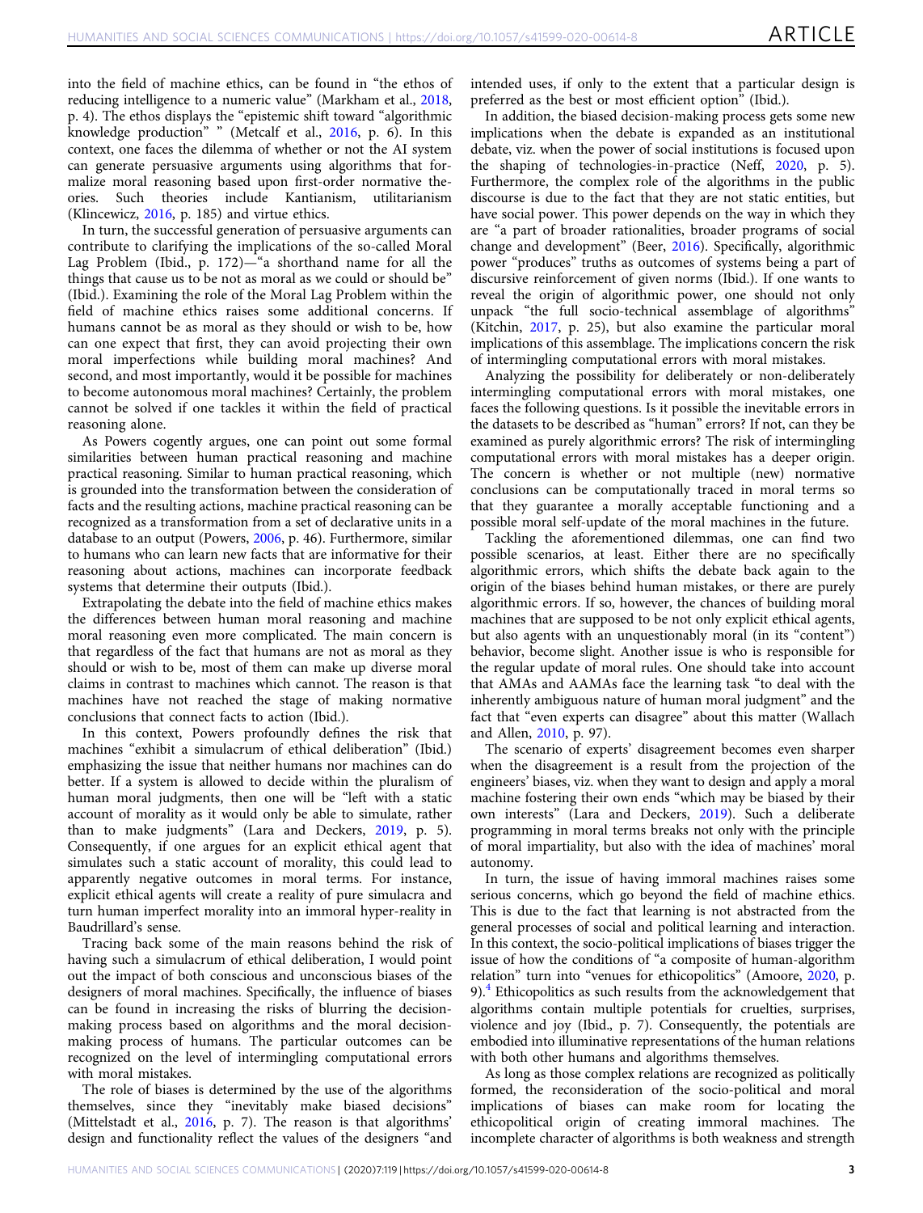into the field of machine ethics, can be found in "the ethos of reducing intelligence to a numeric value" (Markham et al., 2018, p. 4). The ethos displays the "epistemic shift toward "algorithmic knowledge production" " (Metcalf et al., 2016, p. 6). In this context, one faces the dilemma of whether or not the AI system can generate persuasive arguments using algorithms that formalize moral reasoning based upon first-order normative theories. Such theories include Kantianism, utilitarianism (Klincewicz, 2016, p. 185) and virtue ethics.

In turn, the successful generation of persuasive arguments can contribute to clarifying the implications of the so-called Moral Lag Problem (Ibid., p. 172)—"a shorthand name for all the things that cause us to be not as moral as we could or should be" (Ibid.). Examining the role of the Moral Lag Problem within the field of machine ethics raises some additional concerns. If humans cannot be as moral as they should or wish to be, how can one expect that first, they can avoid projecting their own moral imperfections while building moral machines? And second, and most importantly, would it be possible for machines to become autonomous moral machines? Certainly, the problem cannot be solved if one tackles it within the field of practical reasoning alone.

As Powers cogently argues, one can point out some formal similarities between human practical reasoning and machine practical reasoning. Similar to human practical reasoning, which is grounded into the transformation between the consideration of facts and the resulting actions, machine practical reasoning can be recognized as a transformation from a set of declarative units in a database to an output (Powers, 2006, p. 46). Furthermore, similar to humans who can learn new facts that are informative for their reasoning about actions, machines can incorporate feedback systems that determine their outputs (Ibid.).

Extrapolating the debate into the field of machine ethics makes the differences between human moral reasoning and machine moral reasoning even more complicated. The main concern is that regardless of the fact that humans are not as moral as they should or wish to be, most of them can make up diverse moral claims in contrast to machines which cannot. The reason is that machines have not reached the stage of making normative conclusions that connect facts to action (Ibid.).

In this context, Powers profoundly defines the risk that machines "exhibit a simulacrum of ethical deliberation" (Ibid.) emphasizing the issue that neither humans nor machines can do better. If a system is allowed to decide within the pluralism of human moral judgments, then one will be "left with a static account of morality as it would only be able to simulate, rather than to make judgments" (Lara and Deckers, 2019, p. 5). Consequently, if one argues for an explicit ethical agent that simulates such a static account of morality, this could lead to apparently negative outcomes in moral terms. For instance, explicit ethical agents will create a reality of pure simulacra and turn human imperfect morality into an immoral hyper-reality in Baudrillard's sense.

Tracing back some of the main reasons behind the risk of having such a simulacrum of ethical deliberation, I would point out the impact of both conscious and unconscious biases of the designers of moral machines. Specifically, the influence of biases can be found in increasing the risks of blurring the decision-making process based on algorithms and the moral decision-making process of humans. The particular outcomes can be recognized on the level of intermingling computational errors with moral mistakes.

The role of biases is determined by the use of the algorithms themselves, since they "inevitably make biased decisions" (Mittelstadt et al., 2016, p. 7). The reason is that algorithms' design and functionality reflect the values of the designers "and intended uses, if only to the extent that a particular design is preferred as the best or most efficient option" (Ibid.).

In addition, the biased decision-making process gets some new implications when the debate is expanded as an institutional debate, viz. when the power of social institutions is focused upon the shaping of technologies-in-practice (Neff, 2020, p. 5). Furthermore, the complex role of the algorithms in the public discourse is due to the fact that they are not static entities, but have social power. This power depends on the way in which they are "a part of broader rationalities, broader programs of social change and development" (Beer, 2016). Specifically, algorithmic power "produces" truths as outcomes of systems being a part of discursive reinforcement of given norms (Ibid.). If one wants to reveal the origin of algorithmic power, one should not only unpack "the full socio-technical assemblage of algorithms" (Kitchin, 2017, p. 25), but also examine the particular moral implications of this assemblage. The implications concern the risk of intermingling computational errors with moral mistakes.

Analyzing the possibility for deliberately or non-deliberately intermingling computational errors with moral mistakes, one faces the following questions. Is it possible the inevitable errors in the datasets to be described as "human" errors? If not, can they be examined as purely algorithmic errors? The risk of intermingling computational errors with moral mistakes has a deeper origin. The concern is whether or not multiple (new) normative conclusions can be computationally traced in moral terms so that they guarantee a morally acceptable functioning and a possible moral self-update of the moral machines in the future.

Tackling the aforementioned dilemmas, one can find two possible scenarios, at least. Either there are no specifically algorithmic errors, which shifts the debate back again to the origin of the biases behind human mistakes, or there are purely algorithmic errors. If so, however, the chances of building moral machines that are supposed to be not only explicit ethical agents, but also agents with an unquestionably moral (in its "content") behavior, become slight. Another issue is who is responsible for the regular update of moral rules. One should take into account that AMAs and AAMAs face the learning task "to deal with the inherently ambiguous nature of human moral judgment" and the fact that "even experts can disagree" about this matter (Wallach and Allen, 2010, p. 97).

The scenario of experts' disagreement becomes even sharper when the disagreement is a result from the projection of the engineers' biases, viz. when they want to design and apply a moral machine fostering their own ends "which may be biased by their own interests" (Lara and Deckers, 2019). Such a deliberate programming in moral terms breaks not only with the principle of moral impartiality, but also with the idea of machines' moral autonomy.

In turn, the issue of having immoral machines raises some serious concerns, which go beyond the field of machine ethics. This is due to the fact that learning is not abstracted from the general processes of social and political learning and interaction. In this context, the socio-political implications of biases trigger the issue of how the conditions of "a composite of human-algorithm relation" turn into "venues for ethicopolitics" (Amoore, 2020, p. 9).[4] Ethicopolitics as such results from the acknowledgement that algorithms contain multiple potentials for cruelties, surprises, violence and joy (Ibid., p. 7). Consequently, the potentials are embodied into illuminative representations of the human relations with both other humans and algorithms themselves.

As long as those complex relations are recognized as politically formed, the reconsideration of the socio-political and moral implications of biases can make room for locating the ethicopolitical origin of creating immoral machines. The incomplete character of algorithms is both weakness and strength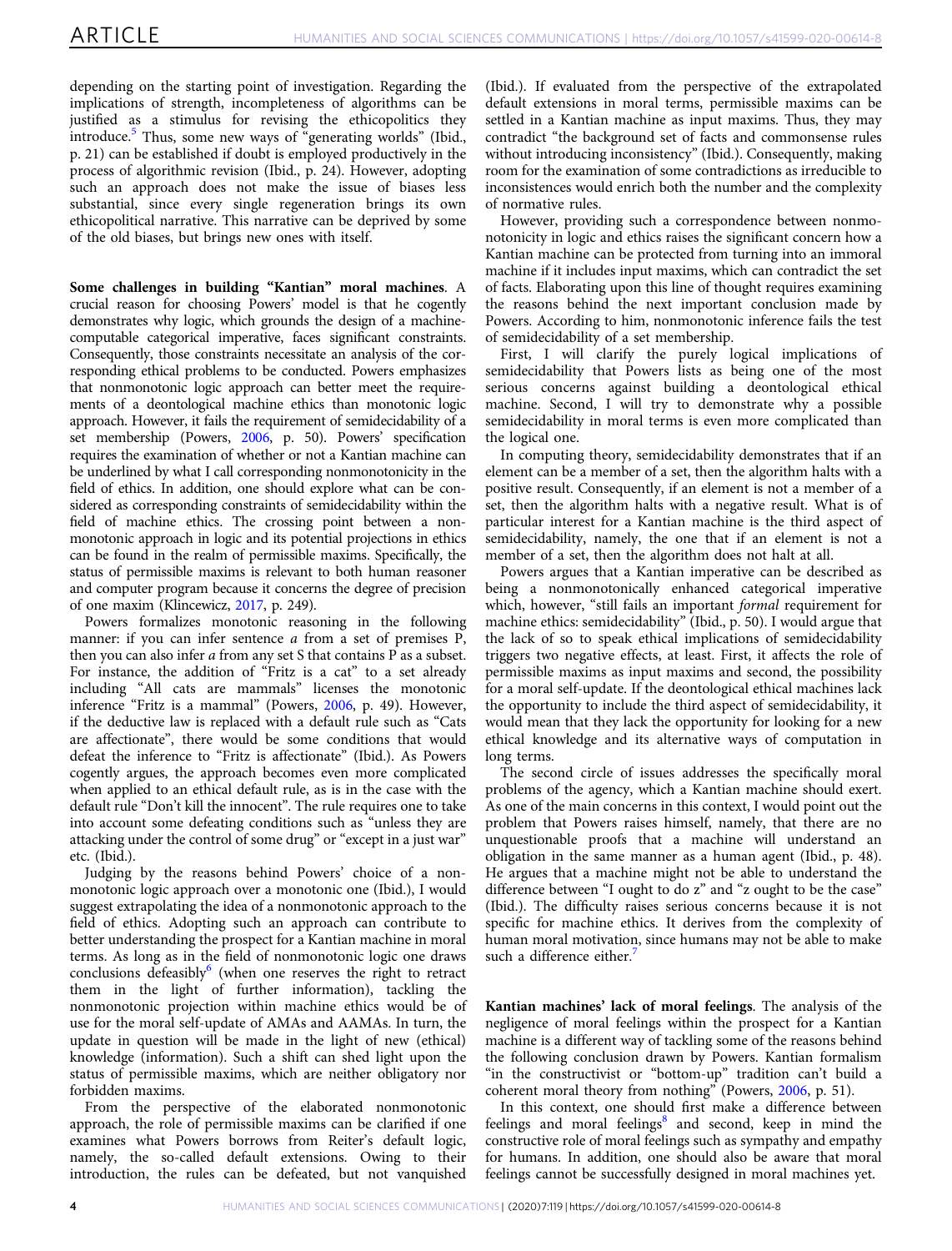depending on the starting point of investigation. Regarding the implications of strength, incompleteness of algorithms can be justified as a stimulus for revising the ethicopolitics they introduce.[5] Thus, some new ways of "generating worlds" (Ibid., p. 21) can be established if doubt is employed productively in the process of algorithmic revision (Ibid., p. 24). However, adopting such an approach does not make the issue of biases less substantial, since every single regeneration brings its own ethicopolitical narrative. This narrative can be deprived by some of the old biases, but brings new ones with itself.

**Some challenges in building "Kantian" moral machines**. A crucial reason for choosing Powers' model is that he cogently demonstrates why logic, which grounds the design of a machine-computable categorical imperative, faces significant constraints. Consequently, those constraints necessitate an analysis of the corresponding ethical problems to be conducted. Powers emphasizes that nonmonotonic logic approach can better meet the requirements of a deontological machine ethics than monotonic logic approach. However, it fails the requirement of semidecidability of a set membership (Powers, 2006, p. 50). Powers' specification requires the examination of whether or not a Kantian machine can be underlined by what I call corresponding nonmonotonicity in the field of ethics. In addition, one should explore what can be considered as corresponding constraints of semidecidability within the field of machine ethics. The crossing point between a nonmonotonic approach in logic and its potential projections in ethics can be found in the realm of permissible maxims. Specifically, the status of permissible maxims is relevant to both human reasoner and computer program because it concerns the degree of precision of one maxim (Klincewicz, 2017, p. 249).

Powers formalizes monotonic reasoning in the following manner: if you can infer sentence *a* from a set of premises P, then you can also infer *a* from any set S that contains P as a subset. For instance, the addition of "Fritz is a cat" to a set already including "All cats are mammals" licenses the monotonic inference "Fritz is a mammal" (Powers, 2006, p. 49). However, if the deductive law is replaced with a default rule such as "Cats are affectionate", there would be some conditions that would defeat the inference to "Fritz is affectionate" (Ibid.). As Powers cogently argues, the approach becomes even more complicated when applied to an ethical default rule, as is in the case with the default rule "Don't kill the innocent". The rule requires one to take into account some defeating conditions such as "unless they are attacking under the control of some drug" or "except in a just war" etc. (Ibid.).

Judging by the reasons behind Powers' choice of a nonmonotonic logic approach over a monotonic one (Ibid.), I would suggest extrapolating the idea of a nonmonotonic approach to the field of ethics. Adopting such an approach can contribute to better understanding the prospect for a Kantian machine in moral terms. As long as in the field of nonmonotonic logic one draws conclusions defeasibly[6] (when one reserves the right to retract them in the light of further information), tackling the nonmonotonic projection within machine ethics would be of use for the moral self-update of AMAs and AAMAs. In turn, the update in question will be made in the light of new (ethical) knowledge (information). Such a shift can shed light upon the status of permissible maxims, which are neither obligatory nor forbidden maxims.

From the perspective of the elaborated nonmonotonic approach, the role of permissible maxims can be clarified if one examines what Powers borrows from Reiter's default logic, namely, the so-called default extensions. Owing to their introduction, the rules can be defeated, but not vanquished (Ibid.). If evaluated from the perspective of the extrapolated default extensions in moral terms, permissible maxims can be settled in a Kantian machine as input maxims. Thus, they may contradict "the background set of facts and commonsense rules without introducing inconsistency" (Ibid.). Consequently, making room for the examination of some contradictions as irreducible to inconsistences would enrich both the number and the complexity of normative rules.

However, providing such a correspondence between nonmonotonicity in logic and ethics raises the significant concern how a Kantian machine can be protected from turning into an immoral machine if it includes input maxims, which can contradict the set of facts. Elaborating upon this line of thought requires examining the reasons behind the next important conclusion made by Powers. According to him, nonmonotonic inference fails the test of semidecidability of a set membership.

First, I will clarify the purely logical implications of semidecidability that Powers lists as being one of the most serious concerns against building a deontological ethical machine. Second, I will try to demonstrate why a possible semidecidability in moral terms is even more complicated than the logical one.

In computing theory, semidecidability demonstrates that if an element can be a member of a set, then the algorithm halts with a positive result. Consequently, if an element is not a member of a set, then the algorithm halts with a negative result. What is of particular interest for a Kantian machine is the third aspect of semidecidability, namely, the one that if an element is not a member of a set, then the algorithm does not halt at all.

Powers argues that a Kantian imperative can be described as being a nonmonotonically enhanced categorical imperative which, however, "still fails an important *formal* requirement for machine ethics: semidecidability" (Ibid., p. 50). I would argue that the lack of so to speak ethical implications of semidecidability triggers two negative effects, at least. First, it affects the role of permissible maxims as input maxims and second, the possibility for a moral self-update. If the deontological ethical machines lack the opportunity to include the third aspect of semidecidability, it would mean that they lack the opportunity for looking for a new ethical knowledge and its alternative ways of computation in long terms.

The second circle of issues addresses the specifically moral problems of the agency, which a Kantian machine should exert. As one of the main concerns in this context, I would point out the problem that Powers raises himself, namely, that there are no unquestionable proofs that a machine will understand an obligation in the same manner as a human agent (Ibid., p. 48). He argues that a machine might not be able to understand the difference between "I ought to do z" and "z ought to be the case" (Ibid.). The difficulty raises serious concerns because it is not specific for machine ethics. It derives from the complexity of human moral motivation, since humans may not be able to make such a difference either.[7]

**Kantian machines' lack of moral feelings**. The analysis of the negligence of moral feelings within the prospect for a Kantian machine is a different way of tackling some of the reasons behind the following conclusion drawn by Powers. Kantian formalism "in the constructivist or "bottom-up" tradition can't build a coherent moral theory from nothing" (Powers, 2006, p. 51).

In this context, one should first make a difference between feelings and moral feelings[8] and second, keep in mind the constructive role of moral feelings such as sympathy and empathy for humans. In addition, one should also be aware that moral feelings cannot be successfully designed in moral machines yet.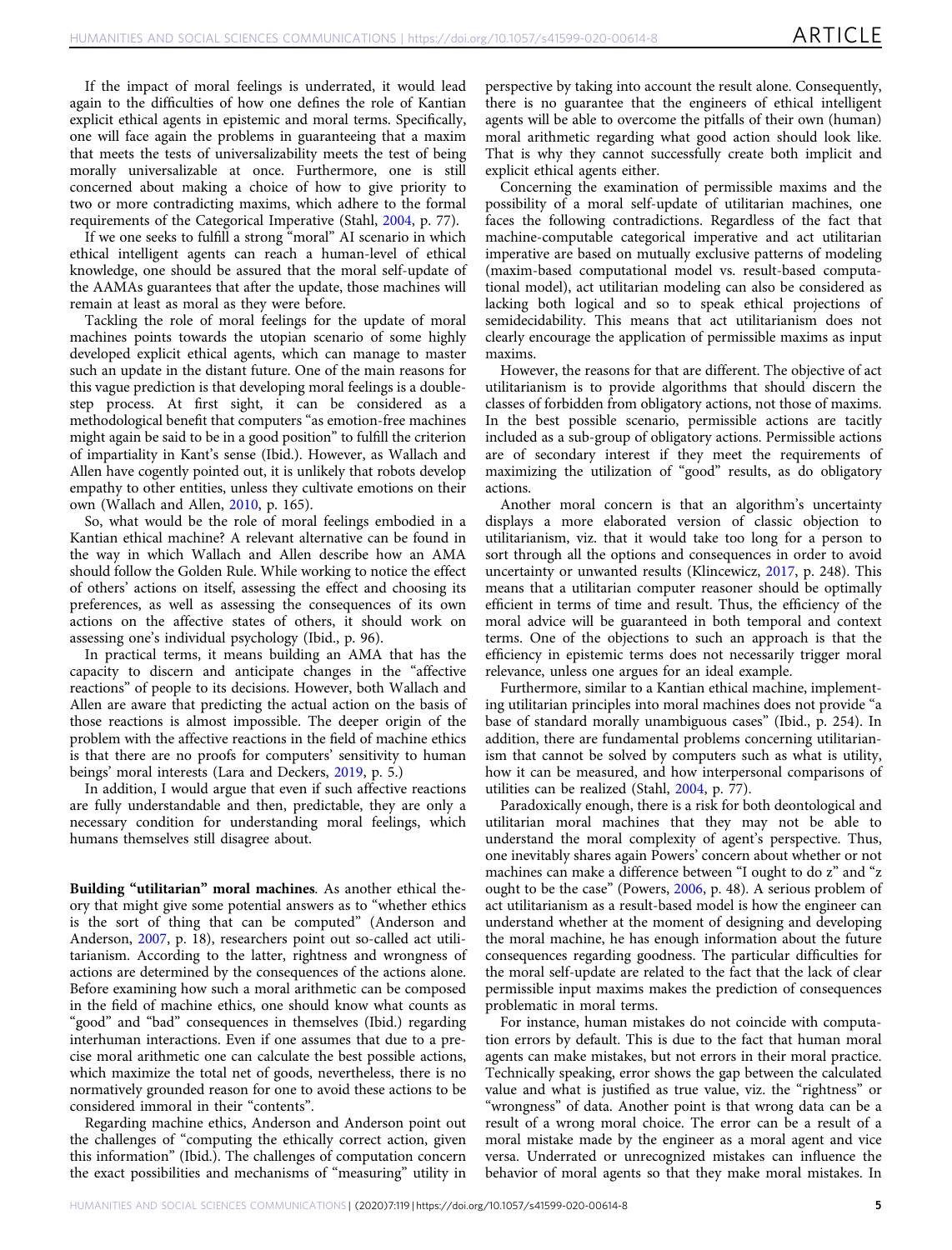If the impact of moral feelings is underrated, it would lead again to the difficulties of how one defines the role of Kantian explicit ethical agents in epistemic and moral terms. Specifically, one will face again the problems in guaranteeing that a maxim that meets the tests of universalizability meets the test of being morally universalizable at once. Furthermore, one is still concerned about making a choice of how to give priority to two or more contradicting maxims, which adhere to the formal requirements of the Categorical Imperative (Stahl, 2004, p. 77).

If we one seeks to fulfill a strong "moral" AI scenario in which ethical intelligent agents can reach a human-level of ethical knowledge, one should be assured that the moral self-update of the AAMAs guarantees that after the update, those machines will remain at least as moral as they were before.

Tackling the role of moral feelings for the update of moral machines points towards the utopian scenario of some highly developed explicit ethical agents, which can manage to master such an update in the distant future. One of the main reasons for this vague prediction is that developing moral feelings is a double-step process. At first sight, it can be considered as a methodological benefit that computers "as emotion-free machines might again be said to be in a good position" to fulfill the criterion of impartiality in Kant's sense (Ibid.). However, as Wallach and Allen have cogently pointed out, it is unlikely that robots develop empathy to other entities, unless they cultivate emotions on their own (Wallach and Allen, 2010, p. 165).

So, what would be the role of moral feelings embodied in a Kantian ethical machine? A relevant alternative can be found in the way in which Wallach and Allen describe how an AMA should follow the Golden Rule. While working to notice the effect of others' actions on itself, assessing the effect and choosing its preferences, as well as assessing the consequences of its own actions on the affective states of others, it should work on assessing one's individual psychology (Ibid., p. 96).

In practical terms, it means building an AMA that has the capacity to discern and anticipate changes in the "affective reactions" of people to its decisions. However, both Wallach and Allen are aware that predicting the actual action on the basis of those reactions is almost impossible. The deeper origin of the problem with the affective reactions in the field of machine ethics is that there are no proofs for computers' sensitivity to human beings' moral interests (Lara and Deckers, 2019, p. 5.)

In addition, I would argue that even if such affective reactions are fully understandable and then, predictable, they are only a necessary condition for understanding moral feelings, which humans themselves still disagree about.

**Building "utilitarian" moral machines**. As another ethical theory that might give some potential answers as to "whether ethics is the sort of thing that can be computed" (Anderson and Anderson, 2007, p. 18), researchers point out so-called act utilitarianism. According to the latter, rightness and wrongness of actions are determined by the consequences of the actions alone. Before examining how such a moral arithmetic can be composed in the field of machine ethics, one should know what counts as "good" and "bad" consequences in themselves (Ibid.) regarding interhuman interactions. Even if one assumes that due to a precise moral arithmetic one can calculate the best possible actions, which maximize the total net of goods, nevertheless, there is no normatively grounded reason for one to avoid these actions to be considered immoral in their "contents".

Regarding machine ethics, Anderson and Anderson point out the challenges of "computing the ethically correct action, given this information" (Ibid.). The challenges of computation concern the exact possibilities and mechanisms of "measuring" utility in perspective by taking into account the result alone. Consequently, there is no guarantee that the engineers of ethical intelligent agents will be able to overcome the pitfalls of their own (human) moral arithmetic regarding what good action should look like. That is why they cannot successfully create both implicit and explicit ethical agents either.

Concerning the examination of permissible maxims and the possibility of a moral self-update of utilitarian machines, one faces the following contradictions. Regardless of the fact that machine-computable categorical imperative and act utilitarian imperative are based on mutually exclusive patterns of modeling (maxim-based computational model vs. result-based computational model), act utilitarian modeling can also be considered as lacking both logical and so to speak ethical projections of semidecidability. This means that act utilitarianism does not clearly encourage the application of permissible maxims as input maxims.

However, the reasons for that are different. The objective of act utilitarianism is to provide algorithms that should discern the classes of forbidden from obligatory actions, not those of maxims. In the best possible scenario, permissible actions are tacitly included as a sub-group of obligatory actions. Permissible actions are of secondary interest if they meet the requirements of maximizing the utilization of "good" results, as do obligatory actions.

Another moral concern is that an algorithm's uncertainty displays a more elaborated version of classic objection to utilitarianism, viz. that it would take too long for a person to sort through all the options and consequences in order to avoid uncertainty or unwanted results (Klincewicz, 2017, p. 248). This means that a utilitarian computer reasoner should be optimally efficient in terms of time and result. Thus, the efficiency of the moral advice will be guaranteed in both temporal and context terms. One of the objections to such an approach is that the efficiency in epistemic terms does not necessarily trigger moral relevance, unless one argues for an ideal example.

Furthermore, similar to a Kantian ethical machine, implementing utilitarian principles into moral machines does not provide "a base of standard morally unambiguous cases" (Ibid., p. 254). In addition, there are fundamental problems concerning utilitarianism that cannot be solved by computers such as what is utility, how it can be measured, and how interpersonal comparisons of utilities can be realized (Stahl, 2004, p. 77).

Paradoxically enough, there is a risk for both deontological and utilitarian moral machines that they may not be able to understand the moral complexity of agent's perspective. Thus, one inevitably shares again Powers' concern about whether or not machines can make a difference between "I ought to do z" and "z ought to be the case" (Powers, 2006, p. 48). A serious problem of act utilitarianism as a result-based model is how the engineer can understand whether at the moment of designing and developing the moral machine, he has enough information about the future consequences regarding goodness. The particular difficulties for the moral self-update are related to the fact that the lack of clear permissible input maxims makes the prediction of consequences problematic in moral terms.

For instance, human mistakes do not coincide with computation errors by default. This is due to the fact that human moral agents can make mistakes, but not errors in their moral practice. Technically speaking, error shows the gap between the calculated value and what is justified as true value, viz. the "rightness" or "wrongness" of data. Another point is that wrong data can be a result of a wrong moral choice. The error can be a result of a moral mistake made by the engineer as a moral agent and vice versa. Underrated or unrecognized mistakes can influence the behavior of moral agents so that they make moral mistakes. In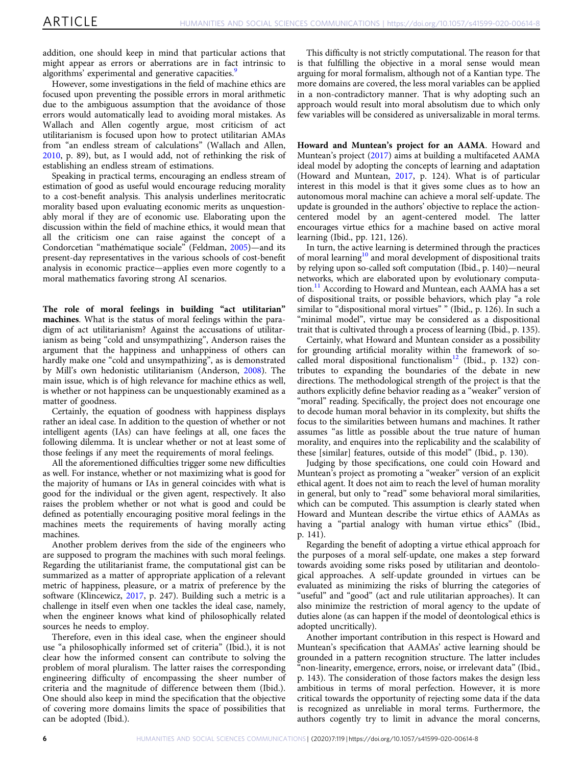addition, one should keep in mind that particular actions that might appear as errors or aberrations are in fact intrinsic to algorithms' experimental and generative capacities.[9]

However, some investigations in the field of machine ethics are focused upon preventing the possible errors in moral arithmetic due to the ambiguous assumption that the avoidance of those errors would automatically lead to avoiding moral mistakes. As Wallach and Allen cogently argue, most criticism of act utilitarianism is focused upon how to protect utilitarian AMAs from "an endless stream of calculations" (Wallach and Allen, 2010, p. 89), but, as I would add, not of rethinking the risk of establishing an endless stream of estimations.

Speaking in practical terms, encouraging an endless stream of estimation of good as useful would encourage reducing morality to a cost-benefit analysis. This analysis underlines meritocratic morality based upon evaluating economic merits as unquestionably moral if they are of economic use. Elaborating upon the discussion within the field of machine ethics, it would mean that all the criticism one can raise against the concept of a Condorcetian "mathématique sociale" (Feldman, 2005)—and its present-day representatives in the various schools of cost-benefit analysis in economic practice—applies even more cogently to a moral mathematics favoring strong AI scenarios.

**The role of moral feelings in building "act utilitarian" machines**. What is the status of moral feelings within the paradigm of act utilitarianism? Against the accusations of utilitarianism as being "cold and unsympathizing", Anderson raises the argument that the happiness and unhappiness of others can hardly make one "cold and unsympathizing", as is demonstrated by Mill's own hedonistic utilitarianism (Anderson, 2008). The main issue, which is of high relevance for machine ethics as well, is whether or not happiness can be unquestionably examined as a matter of goodness.

Certainly, the equation of goodness with happiness displays rather an ideal case. In addition to the question of whether or not intelligent agents (IAs) can have feelings at all, one faces the following dilemma. It is unclear whether or not at least some of those feelings if any meet the requirements of moral feelings.

All the aforementioned difficulties trigger some new difficulties as well. For instance, whether or not maximizing what is good for the majority of humans or IAs in general coincides with what is good for the individual or the given agent, respectively. It also raises the problem whether or not what is good and could be defined as potentially encouraging positive moral feelings in the machines meets the requirements of having morally acting machines.

Another problem derives from the side of the engineers who are supposed to program the machines with such moral feelings. Regarding the utilitarianist frame, the computational gist can be summarized as a matter of appropriate application of a relevant metric of happiness, pleasure, or a matrix of preference by the software (Klincewicz, 2017, p. 247). Building such a metric is a challenge in itself even when one tackles the ideal case, namely, when the engineer knows what kind of philosophically related sources he needs to employ.

Therefore, even in this ideal case, when the engineer should use "a philosophically informed set of criteria" (Ibid.), it is not clear how the informed consent can contribute to solving the problem of moral pluralism. The latter raises the corresponding engineering difficulty of encompassing the sheer number of criteria and the magnitude of difference between them (Ibid.). One should also keep in mind the specification that the objective of covering more domains limits the space of possibilities that can be adopted (Ibid.).

This difficulty is not strictly computational. The reason for that is that fulfilling the objective in a moral sense would mean arguing for moral formalism, although not of a Kantian type. The more domains are covered, the less moral variables can be applied in a non-contradictory manner. That is why adopting such an approach would result into moral absolutism due to which only few variables will be considered as universalizable in moral terms.

**Howard and Muntean's project for an AAMA**. Howard and Muntean's project (2017) aims at building a multifaceted AAMA ideal model by adopting the concepts of learning and adaptation (Howard and Muntean, 2017, p. 124). What is of particular interest in this model is that it gives some clues as to how an autonomous moral machine can achieve a moral self-update. The update is grounded in the authors' objective to replace the action-centered model by an agent-centered model. The latter encourages virtue ethics for a machine based on active moral learning (Ibid., pp. 121, 126).

In turn, the active learning is determined through the practices of moral learning[10] and moral development of dispositional traits by relying upon so-called soft computation (Ibid., p. 140)—neural networks, which are elaborated upon by evolutionary computation.[11] According to Howard and Muntean, each AAMA has a set of dispositional traits, or possible behaviors, which play "a role similar to "dispositional moral virtues" " (Ibid., p. 126). In such a "minimal model", virtue may be considered as a dispositional trait that is cultivated through a process of learning (Ibid., p. 135).

Certainly, what Howard and Muntean consider as a possibility for grounding artificial morality within the framework of so-called moral dispositional functionalism[12] (Ibid., p. 132) contributes to expanding the boundaries of the debate in new directions. The methodological strength of the project is that the authors explicitly define behavior reading as a "weaker" version of "moral" reading. Specifically, the project does not encourage one to decode human moral behavior in its complexity, but shifts the focus to the similarities between humans and machines. It rather assumes "as little as possible about the true nature of human morality, and enquires into the replicability and the scalability of these [similar] features, outside of this model" (Ibid., p. 130).

Judging by those specifications, one could coin Howard and Muntean's project as promoting a "weaker" version of an explicit ethical agent. It does not aim to reach the level of human morality in general, but only to "read" some behavioral moral similarities, which can be computed. This assumption is clearly stated when Howard and Muntean describe the virtue ethics of AAMAs as having a "partial analogy with human virtue ethics" (Ibid., p. 141).

Regarding the benefit of adopting a virtue ethical approach for the purposes of a moral self-update, one makes a step forward towards avoiding some risks posed by utilitarian and deontological approaches. A self-update grounded in virtues can be evaluated as minimizing the risks of blurring the categories of "useful" and "good" (act and rule utilitarian approaches). It can also minimize the restriction of moral agency to the update of duties alone (as can happen if the model of deontological ethics is adopted uncritically).

Another important contribution in this respect is Howard and Muntean's specification that AAMAs' active learning should be grounded in a pattern recognition structure. The latter includes "non-linearity, emergence, errors, noise, or irrelevant data" (Ibid., p. 143). The consideration of those factors makes the design less ambitious in terms of moral perfection. However, it is more critical towards the opportunity of rejecting some data if the data is recognized as unreliable in moral terms. Furthermore, the authors cogently try to limit in advance the moral concerns,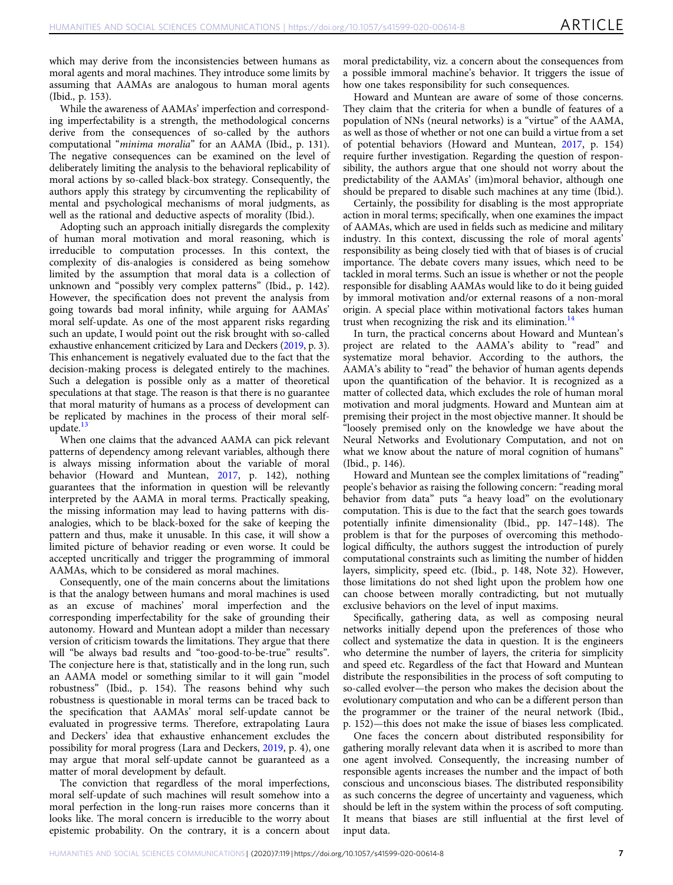which may derive from the inconsistencies between humans as moral agents and moral machines. They introduce some limits by assuming that AAMAs are analogous to human moral agents (Ibid., p. 153).

While the awareness of AAMAs' imperfection and corresponding imperfectability is a strength, the methodological concerns derive from the consequences of so-called by the authors computational "*minima moralia*" for an AAMA (Ibid., p. 131). The negative consequences can be examined on the level of deliberately limiting the analysis to the behavioral replicability of moral actions by so-called black-box strategy. Consequently, the authors apply this strategy by circumventing the replicability of mental and psychological mechanisms of moral judgments, as well as the rational and deductive aspects of morality (Ibid.).

Adopting such an approach initially disregards the complexity of human moral motivation and moral reasoning, which is irreducible to computation processes. In this context, the complexity of dis-analogies is considered as being somehow limited by the assumption that moral data is a collection of unknown and "possibly very complex patterns" (Ibid., p. 142). However, the specification does not prevent the analysis from going towards bad moral infinity, while arguing for AAMAs' moral self-update. As one of the most apparent risks regarding such an update, I would point out the risk brought with so-called exhaustive enhancement criticized by Lara and Deckers (2019, p. 3). This enhancement is negatively evaluated due to the fact that the decision-making process is delegated entirely to the machines. Such a delegation is possible only as a matter of theoretical speculations at that stage. The reason is that there is no guarantee that moral maturity of humans as a process of development can be replicated by machines in the process of their moral self-update.[13]

When one claims that the advanced AAMA can pick relevant patterns of dependency among relevant variables, although there is always missing information about the variable of moral behavior (Howard and Muntean, 2017, p. 142), nothing guarantees that the information in question will be relevantly interpreted by the AAMA in moral terms. Practically speaking, the missing information may lead to having patterns with dis-analogies, which to be black-boxed for the sake of keeping the pattern and thus, make it unusable. In this case, it will show a limited picture of behavior reading or even worse. It could be accepted uncritically and trigger the programming of immoral AAMAs, which to be considered as moral machines.

Consequently, one of the main concerns about the limitations is that the analogy between humans and moral machines is used as an excuse of machines' moral imperfection and the corresponding imperfectability for the sake of grounding their autonomy. Howard and Muntean adopt a milder than necessary version of criticism towards the limitations. They argue that there will "be always bad results and "too-good-to-be-true" results". The conjecture here is that, statistically and in the long run, such an AAMA model or something similar to it will gain "model robustness" (Ibid., p. 154). The reasons behind why such robustness is questionable in moral terms can be traced back to the specification that AAMAs' moral self-update cannot be evaluated in progressive terms. Therefore, extrapolating Laura and Deckers' idea that exhaustive enhancement excludes the possibility for moral progress (Lara and Deckers, 2019, p. 4), one may argue that moral self-update cannot be guaranteed as a matter of moral development by default.

The conviction that regardless of the moral imperfections, moral self-update of such machines will result somehow into a moral perfection in the long-run raises more concerns than it looks like. The moral concern is irreducible to the worry about epistemic probability. On the contrary, it is a concern about moral predictability, viz. a concern about the consequences from a possible immoral machine's behavior. It triggers the issue of how one takes responsibility for such consequences.

Howard and Muntean are aware of some of those concerns. They claim that the criteria for when a bundle of features of a population of NNs (neural networks) is a "virtue" of the AAMA, as well as those of whether or not one can build a virtue from a set of potential behaviors (Howard and Muntean, 2017, p. 154) require further investigation. Regarding the question of responsibility, the authors argue that one should not worry about the predictability of the AAMAs' (im)moral behavior, although one should be prepared to disable such machines at any time (Ibid.).

Certainly, the possibility for disabling is the most appropriate action in moral terms; specifically, when one examines the impact of AAMAs, which are used in fields such as medicine and military industry. In this context, discussing the role of moral agents' responsibility as being closely tied with that of biases is of crucial importance. The debate covers many issues, which need to be tackled in moral terms. Such an issue is whether or not the people responsible for disabling AAMAs would like to do it being guided by immoral motivation and/or external reasons of a non-moral origin. A special place within motivational factors takes human trust when recognizing the risk and its elimination.[14]

In turn, the practical concerns about Howard and Muntean's project are related to the AAMA's ability to "read" and systematize moral behavior. According to the authors, the AAMA's ability to "read" the behavior of human agents depends upon the quantification of the behavior. It is recognized as a matter of collected data, which excludes the role of human moral motivation and moral judgments. Howard and Muntean aim at premising their project in the most objective manner. It should be "loosely premised only on the knowledge we have about the Neural Networks and Evolutionary Computation, and not on what we know about the nature of moral cognition of humans" (Ibid., p. 146).

Howard and Muntean see the complex limitations of "reading" people's behavior as raising the following concern: "reading moral behavior from data" puts "a heavy load" on the evolutionary computation. This is due to the fact that the search goes towards potentially infinite dimensionality (Ibid., pp. 147–148). The problem is that for the purposes of overcoming this methodological difficulty, the authors suggest the introduction of purely computational constraints such as limiting the number of hidden layers, simplicity, speed etc. (Ibid., p. 148, Note 32). However, those limitations do not shed light upon the problem how one can choose between morally contradicting, but not mutually exclusive behaviors on the level of input maxims.

Specifically, gathering data, as well as composing neural networks initially depend upon the preferences of those who collect and systematize the data in question. It is the engineers who determine the number of layers, the criteria for simplicity and speed etc. Regardless of the fact that Howard and Muntean distribute the responsibilities in the process of soft computing to so-called evolver—the person who makes the decision about the evolutionary computation and who can be a different person than the programmer or the trainer of the neural network (Ibid., p. 152)—this does not make the issue of biases less complicated.

One faces the concern about distributed responsibility for gathering morally relevant data when it is ascribed to more than one agent involved. Consequently, the increasing number of responsible agents increases the number and the impact of both conscious and unconscious biases. The distributed responsibility as such concerns the degree of uncertainty and vagueness, which should be left in the system within the process of soft computing. It means that biases are still influential at the first level of input data.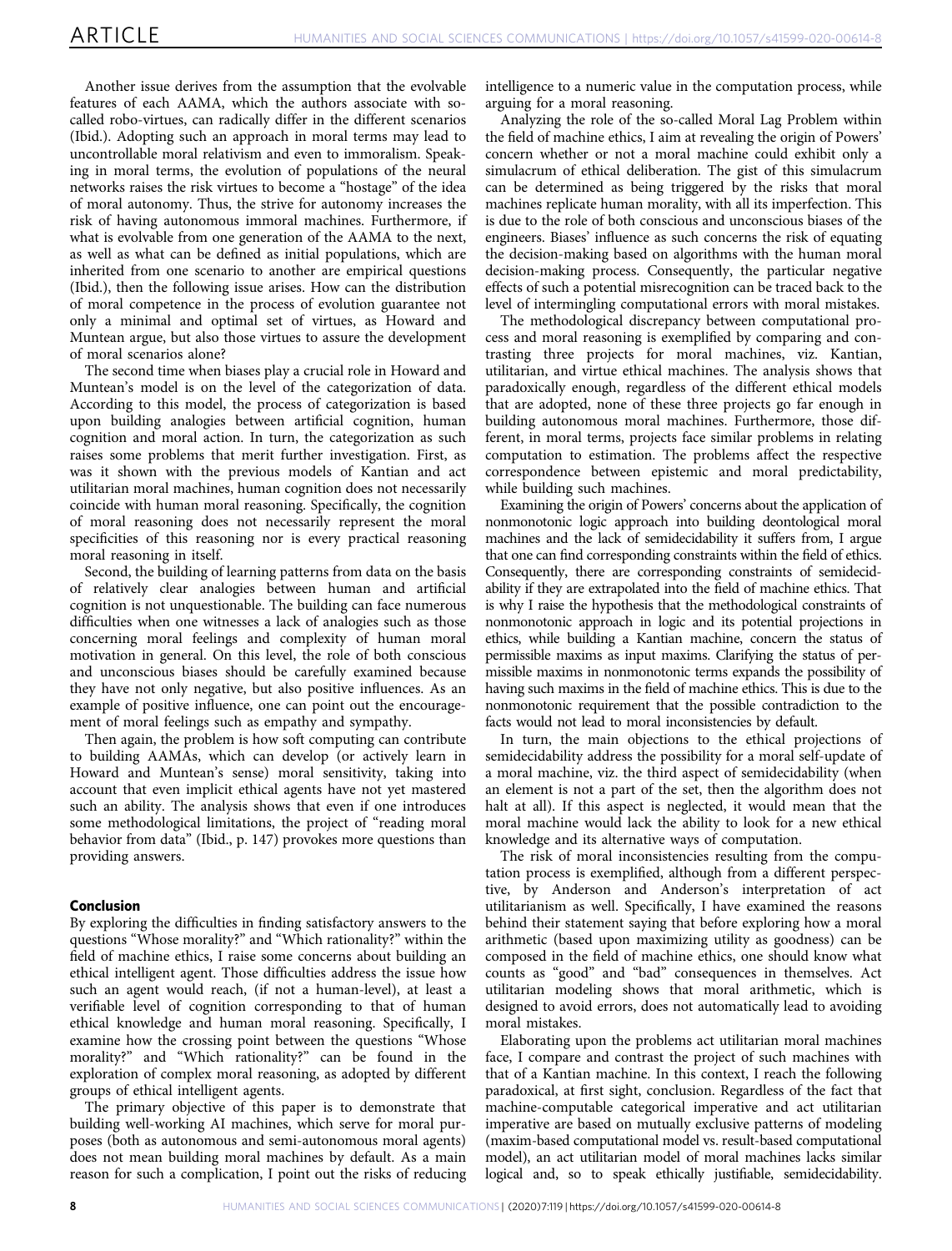Another issue derives from the assumption that the evolvable features of each AAMA, which the authors associate with so-called robo-virtues, can radically differ in the different scenarios (Ibid.). Adopting such an approach in moral terms may lead to uncontrollable moral relativism and even to immoralism. Speaking in moral terms, the evolution of populations of the neural networks raises the risk virtues to become a "hostage" of the idea of moral autonomy. Thus, the strive for autonomy increases the risk of having autonomous immoral machines. Furthermore, if what is evolvable from one generation of the AAMA to the next, as well as what can be defined as initial populations, which are inherited from one scenario to another are empirical questions (Ibid.), then the following issue arises. How can the distribution of moral competence in the process of evolution guarantee not only a minimal and optimal set of virtues, as Howard and Muntean argue, but also those virtues to assure the development of moral scenarios alone?

The second time when biases play a crucial role in Howard and Muntean's model is on the level of the categorization of data. According to this model, the process of categorization is based upon building analogies between artificial cognition, human cognition and moral action. In turn, the categorization as such raises some problems that merit further investigation. First, as was it shown with the previous models of Kantian and act utilitarian moral machines, human cognition does not necessarily coincide with human moral reasoning. Specifically, the cognition of moral reasoning does not necessarily represent the moral specificities of this reasoning nor is every practical reasoning moral reasoning in itself.

Second, the building of learning patterns from data on the basis of relatively clear analogies between human and artificial cognition is not unquestionable. The building can face numerous difficulties when one witnesses a lack of analogies such as those concerning moral feelings and complexity of human moral motivation in general. On this level, the role of both conscious and unconscious biases should be carefully examined because they have not only negative, but also positive influences. As an example of positive influence, one can point out the encouragement of moral feelings such as empathy and sympathy.

Then again, the problem is how soft computing can contribute to building AAMAs, which can develop (or actively learn in Howard and Muntean's sense) moral sensitivity, taking into account that even implicit ethical agents have not yet mastered such an ability. The analysis shows that even if one introduces some methodological limitations, the project of "reading moral behavior from data" (Ibid., p. 147) provokes more questions than providing answers.

## Conclusion

By exploring the difficulties in finding satisfactory answers to the questions "Whose morality?" and "Which rationality?" within the field of machine ethics, I raise some concerns about building an ethical intelligent agent. Those difficulties address the issue how such an agent would reach, (if not a human-level), at least a verifiable level of cognition corresponding to that of human ethical knowledge and human moral reasoning. Specifically, I examine how the crossing point between the questions "Whose morality?" and "Which rationality?" can be found in the exploration of complex moral reasoning, as adopted by different groups of ethical intelligent agents.

The primary objective of this paper is to demonstrate that building well-working AI machines, which serve for moral purposes (both as autonomous and semi-autonomous moral agents) does not mean building moral machines by default. As a main reason for such a complication, I point out the risks of reducing intelligence to a numeric value in the computation process, while arguing for a moral reasoning.

Analyzing the role of the so-called Moral Lag Problem within the field of machine ethics, I aim at revealing the origin of Powers' concern whether or not a moral machine could exhibit only a simulacrum of ethical deliberation. The gist of this simulacrum can be determined as being triggered by the risks that moral machines replicate human morality, with all its imperfection. This is due to the role of both conscious and unconscious biases of the engineers. Biases' influence as such concerns the risk of equating the decision-making based on algorithms with the human moral decision-making process. Consequently, the particular negative effects of such a potential misrecognition can be traced back to the level of intermingling computational errors with moral mistakes.

The methodological discrepancy between computational process and moral reasoning is exemplified by comparing and contrasting three projects for moral machines, viz. Kantian, utilitarian, and virtue ethical machines. The analysis shows that paradoxically enough, regardless of the different ethical models that are adopted, none of these three projects go far enough in building autonomous moral machines. Furthermore, those different, in moral terms, projects face similar problems in relating computation to estimation. The problems affect the respective correspondence between epistemic and moral predictability, while building such machines.

Examining the origin of Powers' concerns about the application of nonmonotonic logic approach into building deontological moral machines and the lack of semidecidability it suffers from, I argue that one can find corresponding constraints within the field of ethics. Consequently, there are corresponding constraints of semidecidability if they are extrapolated into the field of machine ethics. That is why I raise the hypothesis that the methodological constraints of nonmonotonic approach in logic and its potential projections in ethics, while building a Kantian machine, concern the status of permissible maxims as input maxims. Clarifying the status of permissible maxims in nonmonotonic terms expands the possibility of having such maxims in the field of machine ethics. This is due to the nonmonotonic requirement that the possible contradiction to the facts would not lead to moral inconsistencies by default.

In turn, the main objections to the ethical projections of semidecidability address the possibility for a moral self-update of a moral machine, viz. the third aspect of semidecidability (when an element is not a part of the set, then the algorithm does not halt at all). If this aspect is neglected, it would mean that the moral machine would lack the ability to look for a new ethical knowledge and its alternative ways of computation.

The risk of moral inconsistencies resulting from the computation process is exemplified, although from a different perspective, by Anderson and Anderson's interpretation of act utilitarianism as well. Specifically, I have examined the reasons behind their statement saying that before exploring how a moral arithmetic (based upon maximizing utility as goodness) can be composed in the field of machine ethics, one should know what counts as "good" and "bad" consequences in themselves. Act utilitarian modeling shows that moral arithmetic, which is designed to avoid errors, does not automatically lead to avoiding moral mistakes.

Elaborating upon the problems act utilitarian moral machines face, I compare and contrast the project of such machines with that of a Kantian machine. In this context, I reach the following paradoxical, at first sight, conclusion. Regardless of the fact that machine-computable categorical imperative and act utilitarian imperative are based on mutually exclusive patterns of modeling (maxim-based computational model vs. result-based computational model), an act utilitarian model of moral machines lacks similar logical and, so to speak ethically justifiable, semidecidability.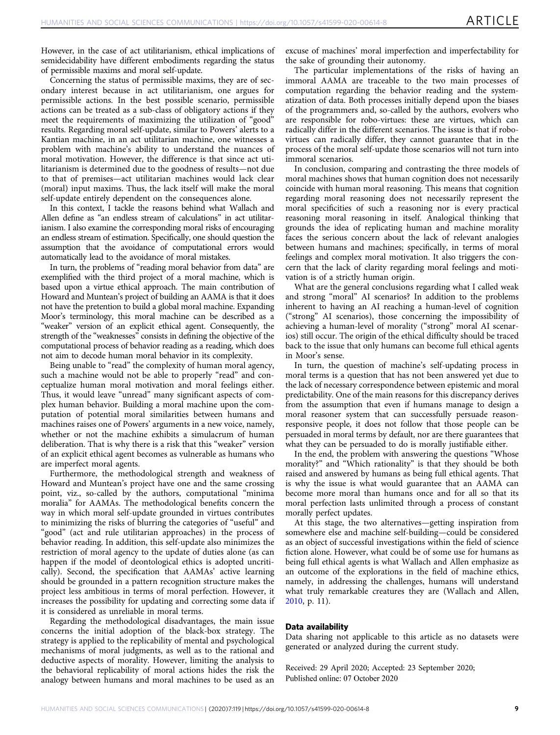However, in the case of act utilitarianism, ethical implications of semidecidability have different embodiments regarding the status of permissible maxims and moral self-update.

Concerning the status of permissible maxims, they are of secondary interest because in act utilitarianism, one argues for permissible actions. In the best possible scenario, permissible actions can be treated as a sub-class of obligatory actions if they meet the requirements of maximizing the utilization of "good" results. Regarding moral self-update, similar to Powers' alerts to a Kantian machine, in an act utilitarian machine, one witnesses a problem with machine's ability to understand the nuances of moral motivation. However, the difference is that since act utilitarianism is determined due to the goodness of results—not due to that of premises—act utilitarian machines would lack clear (moral) input maxims. Thus, the lack itself will make the moral self-update entirely dependent on the consequences alone.

In this context, I tackle the reasons behind what Wallach and Allen define as "an endless stream of calculations" in act utilitarianism. I also examine the corresponding moral risks of encouraging an endless stream of estimation. Specifically, one should question the assumption that the avoidance of computational errors would automatically lead to the avoidance of moral mistakes.

In turn, the problems of "reading moral behavior from data" are exemplified with the third project of a moral machine, which is based upon a virtue ethical approach. The main contribution of Howard and Muntean's project of building an AAMA is that it does not have the pretention to build a global moral machine. Expanding Moor's terminology, this moral machine can be described as a "weaker" version of an explicit ethical agent. Consequently, the strength of the "weaknesses" consists in defining the objective of the computational process of behavior reading as a reading, which does not aim to decode human moral behavior in its complexity.

Being unable to "read" the complexity of human moral agency, such a machine would not be able to properly "read" and conceptualize human moral motivation and moral feelings either. Thus, it would leave "unread" many significant aspects of complex human behavior. Building a moral machine upon the computation of potential moral similarities between humans and machines raises one of Powers' arguments in a new voice, namely, whether or not the machine exhibits a simulacrum of human deliberation. That is why there is a risk that this "weaker" version of an explicit ethical agent becomes as vulnerable as humans who are imperfect moral agents.

Furthermore, the methodological strength and weakness of Howard and Muntean's project have one and the same crossing point, viz., so-called by the authors, computational "minima moralia" for AAMAs. The methodological benefits concern the way in which moral self-update grounded in virtues contributes to minimizing the risks of blurring the categories of "useful" and "good" (act and rule utilitarian approaches) in the process of behavior reading. In addition, this self-update also minimizes the restriction of moral agency to the update of duties alone (as can happen if the model of deontological ethics is adopted uncritically). Second, the specification that AAMAs' active learning should be grounded in a pattern recognition structure makes the project less ambitious in terms of moral perfection. However, it increases the possibility for updating and correcting some data if it is considered as unreliable in moral terms.

Regarding the methodological disadvantages, the main issue concerns the initial adoption of the black-box strategy. The strategy is applied to the replicability of mental and psychological mechanisms of moral judgments, as well as to the rational and deductive aspects of morality. However, limiting the analysis to the behavioral replicability of moral actions hides the risk the analogy between humans and moral machines to be used as an excuse of machines' moral imperfection and imperfectability for the sake of grounding their autonomy.

The particular implementations of the risks of having an immoral AAMA are traceable to the two main processes of computation regarding the behavior reading and the systematization of data. Both processes initially depend upon the biases of the programmers and, so-called by the authors, evolvers who are responsible for robo-virtues: these are virtues, which can radically differ in the different scenarios. The issue is that if robo-virtues can radically differ, they cannot guarantee that in the process of the moral self-update those scenarios will not turn into immoral scenarios.

In conclusion, comparing and contrasting the three models of moral machines shows that human cognition does not necessarily coincide with human moral reasoning. This means that cognition regarding moral reasoning does not necessarily represent the moral specificities of such a reasoning nor is every practical reasoning moral reasoning in itself. Analogical thinking that grounds the idea of replicating human and machine morality faces the serious concern about the lack of relevant analogies between humans and machines; specifically, in terms of moral feelings and complex moral motivation. It also triggers the concern that the lack of clarity regarding moral feelings and motivation is of a strictly human origin.

What are the general conclusions regarding what I called weak and strong "moral" AI scenarios? In addition to the problems inherent to having an AI reaching a human-level of cognition ("strong" AI scenarios), those concerning the impossibility of achieving a human-level of morality ("strong" moral AI scenarios) still occur. The origin of the ethical difficulty should be traced back to the issue that only humans can become full ethical agents in Moor's sense.

In turn, the question of machine's self-updating process in moral terms is a question that has not been answered yet due to the lack of necessary correspondence between epistemic and moral predictability. One of the main reasons for this discrepancy derives from the assumption that even if humans manage to design a moral reasoner system that can successfully persuade reason-responsive people, it does not follow that those people can be persuaded in moral terms by default, nor are there guarantees that what they can be persuaded to do is morally justifiable either.

In the end, the problem with answering the questions "Whose morality?" and "Which rationality" is that they should be both raised and answered by humans as being full ethical agents. That is why the issue is what would guarantee that an AAMA can become more moral than humans once and for all so that its moral perfection lasts unlimited through a process of constant morally perfect updates.

At this stage, the two alternatives—getting inspiration from somewhere else and machine self-building—could be considered as an object of successful investigations within the field of science fiction alone. However, what could be of some use for humans as being full ethical agents is what Wallach and Allen emphasize as an outcome of the explorations in the field of machine ethics, namely, in addressing the challenges, humans will understand what truly remarkable creatures they are (Wallach and Allen, 2010, p. 11).

### Data availability

Data sharing not applicable to this article as no datasets were generated or analyzed during the current study.

Received: 29 April 2020; Accepted: 23 September 2020;
Published online: 07 October 2020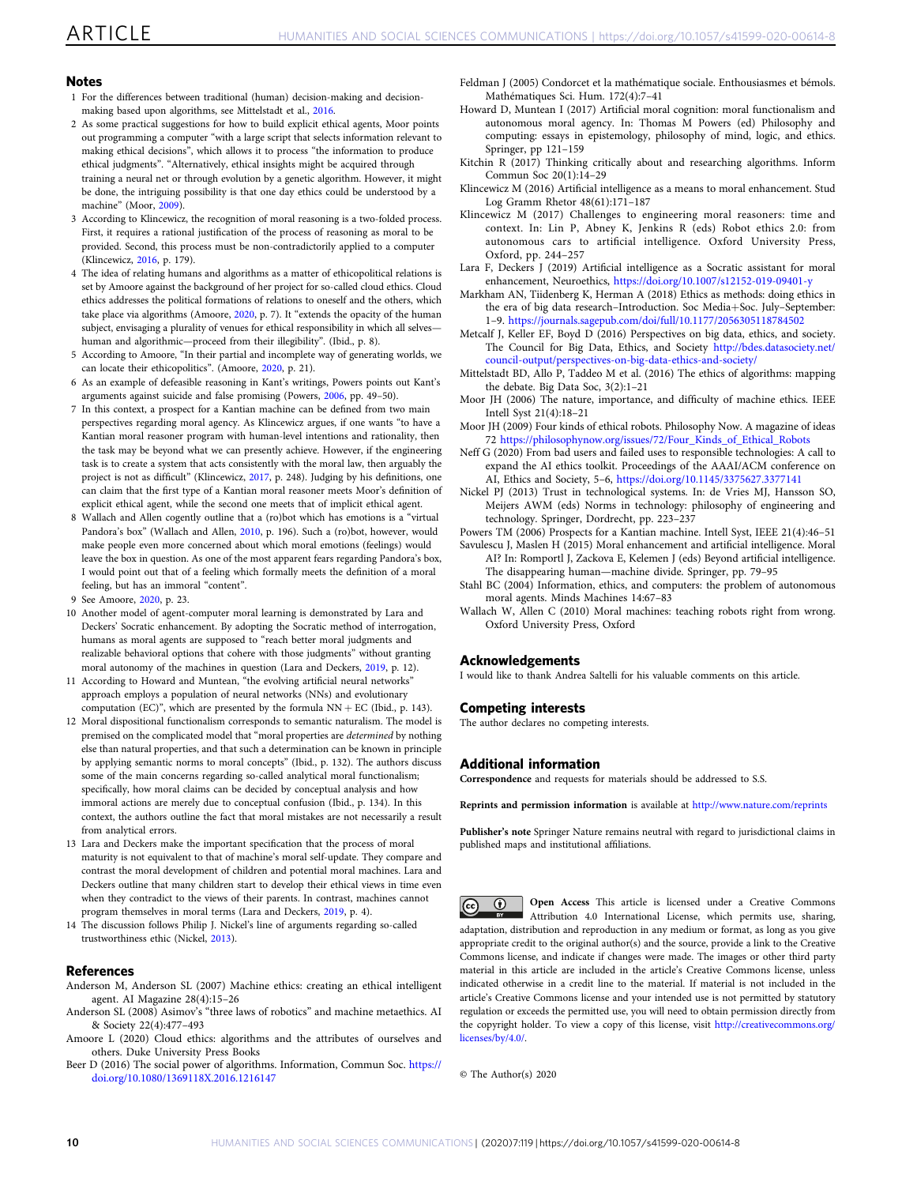## Notes

1. For the differences between traditional (human) decision-making and decision-making based upon algorithms, see Mittelstadt et al., 2016.
2. As some practical suggestions for how to build explicit ethical agents, Moor points out programming a computer "with a large script that selects information relevant to making ethical decisions", which allows it to process "the information to produce ethical judgments". "Alternatively, ethical insights might be acquired through training a neural net or through evolution by a genetic algorithm. However, it might be done, the intriguing possibility is that one day ethics could be understood by a machine" (Moor, 2009).
3. According to Klincewicz, the recognition of moral reasoning is a two-folded process. First, it requires a rational justification of the process of reasoning as moral to be provided. Second, this process must be non-contradictorily applied to a computer (Klincewicz, 2016, p. 179).
4. The idea of relating humans and algorithms as a matter of ethicopolitical relations is set by Amoore against the background of her project for so-called cloud ethics. Cloud ethics addresses the political formations of relations to oneself and the others, which take place via algorithms (Amoore, 2020, p. 7). It "extends the opacity of the human subject, envisaging a plurality of venues for ethical responsibility in which all selves—human and algorithmic—proceed from their illegibility". (Ibid., p. 8).
5. According to Amoore, "In their partial and incomplete way of generating worlds, we can locate their ethicopolitics". (Amoore, 2020, p. 21).
6. As an example of defeasible reasoning in Kant's writings, Powers points out Kant's arguments against suicide and false promising (Powers, 2006, pp. 49–50).
7. In this context, a prospect for a Kantian machine can be defined from two main perspectives regarding moral agency. As Klincewicz argues, if one wants "to have a Kantian moral reasoner program with human-level intentions and rationality, then the task may be beyond what we can presently achieve. However, if the engineering task is to create a system that acts consistently with the moral law, then arguably the project is not as difficult" (Klincewicz, 2017, p. 248). Judging by his definitions, one can claim that the first type of a Kantian moral reasoner meets Moor's definition of explicit ethical agent, while the second one meets that of implicit ethical agent.
8. Wallach and Allen cogently outline that a (ro)bot which has emotions is a "virtual Pandora's box" (Wallach and Allen, 2010, p. 196). Such a (ro)bot, however, would make people even more concerned about which moral emotions (feelings) would leave the box in question. As one of the most apparent fears regarding Pandora's box, I would point out that of a feeling which formally meets the definition of a moral feeling, but has an immoral "content".
9. See Amoore, 2020, p. 23.
10. Another model of agent-computer moral learning is demonstrated by Lara and Deckers' Socratic enhancement. By adopting the Socratic method of interrogation, humans as moral agents are supposed to "reach better moral judgments and realizable behavioral options that cohere with those judgments" without granting moral autonomy of the machines in question (Lara and Deckers, 2019, p. 12).
11. According to Howard and Muntean, "the evolving artificial neural networks" approach employs a population of neural networks (NNs) and evolutionary computation (EC)", which are presented by the formula NN + EC (Ibid., p. 143).
12. Moral dispositional functionalism corresponds to semantic naturalism. The model is premised on the complicated model that "moral properties are *determined* by nothing else than natural properties, and that such a determination can be known in principle by applying semantic norms to moral concepts" (Ibid., p. 132). The authors discuss some of the main concerns regarding so-called analytical moral functionalism; specifically, how moral claims can be decided by conceptual analysis and how immoral actions are merely due to conceptual confusion (Ibid., p. 134). In this context, the authors outline the fact that moral mistakes are not necessarily a result from analytical errors.
13. Lara and Deckers make the important specification that the process of moral maturity is not equivalent to that of machine's moral self-update. They compare and contrast the moral development of children and potential moral machines. Lara and Deckers outline that many children start to develop their ethical views in time even when they contradict to the views of their parents. In contrast, machines cannot program themselves in moral terms (Lara and Deckers, 2019, p. 4).
14. The discussion follows Philip J. Nickel's line of arguments regarding so-called trustworthiness ethic (Nickel, 2013).

## References

Anderson M, Anderson SL (2007) Machine ethics: creating an ethical intelligent agent. AI Magazine 28(4):15–26

Anderson SL (2008) Asimov's "three laws of robotics" and machine metaethics. AI & Society 22(4):477–493

Amoore L (2020) Cloud ethics: algorithms and the attributes of ourselves and others. Duke University Press Books

Beer D (2016) The social power of algorithms. Information, Commun Soc. https://doi.org/10.1080/1369118X.2016.1216147

Feldman J (2005) Condorcet et la mathématique sociale. Enthousiasmes et bémols. Mathématiques Sci. Hum. 172(4):7–41

Howard D, Muntean I (2017) Artificial moral cognition: moral functionalism and autonomous moral agency. In: Thomas M Powers (ed) Philosophy and computing: essays in epistemology, philosophy of mind, logic, and ethics. Springer, pp 121–159

Kitchin R (2017) Thinking critically about and researching algorithms. Inform Commun Soc 20(1):14–29

Klincewicz M (2016) Artificial intelligence as a means to moral enhancement. Stud Log Gramm Rhetor 48(61):171–187

Klincewicz M (2017) Challenges to engineering moral reasoners: time and context. In: Lin P, Abney K, Jenkins R (eds) Robot ethics 2.0: from autonomous cars to artificial intelligence. Oxford University Press, Oxford, pp. 244–257

Lara F, Deckers J (2019) Artificial intelligence as a Socratic assistant for moral enhancement, Neuroethics, https://doi.org/10.1007/s12152-019-09401-y

Markham AN, Tiidenberg K, Herman A (2018) Ethics as methods: doing ethics in the era of big data research–Introduction. Soc Media+Soc. July–September: 1–9. https://journals.sagepub.com/doi/full/10.1177/2056305118784502

Metcalf J, Keller EF, Boyd D (2016) Perspectives on big data, ethics, and society. The Council for Big Data, Ethics, and Society http://bdes.datasociety.net/council-output/perspectives-on-big-data-ethics-and-society/

Mittelstadt BD, Allo P, Taddeo M et al. (2016) The ethics of algorithms: mapping the debate. Big Data Soc, 3(2):1–21

Moor JH (2006) The nature, importance, and difficulty of machine ethics. IEEE Intell Syst 21(4):18–21

Moor JH (2009) Four kinds of ethical robots. Philosophy Now. A magazine of ideas 72 https://philosophynow.org/issues/72/Four_Kinds_of_Ethical_Robots

Neff G (2020) From bad users and failed uses to responsible technologies: A call to expand the AI ethics toolkit. Proceedings of the AAAI/ACM conference on AI, Ethics and Society, 5–6, https://doi.org/10.1145/3375627.3377141

Nickel PJ (2013) Trust in technological systems. In: de Vries MJ, Hansson SO, Meijers AWM (eds) Norms in technology: philosophy of engineering and technology. Springer, Dordrecht, pp. 223–237

Powers TM (2006) Prospects for a Kantian machine. Intell Syst, IEEE 21(4):46–51

Savulescu J, Maslen H (2015) Moral enhancement and artificial intelligence. Moral AI? In: Romportl J, Zackova E, Kelemen J (eds) Beyond artificial intelligence. The disappearing human—machine divide. Springer, pp. 79–95

Stahl BC (2004) Information, ethics, and computers: the problem of autonomous moral agents. Minds Machines 14:67–83

Wallach W, Allen C (2010) Moral machines: teaching robots right from wrong. Oxford University Press, Oxford

## Acknowledgements

I would like to thank Andrea Saltelli for his valuable comments on this article.

## Competing interests

The author declares no competing interests.

## Additional information

**Correspondence** and requests for materials should be addressed to S.S.

**Reprints and permission information** is available at http://www.nature.com/reprints

**Publisher's note** Springer Nature remains neutral with regard to jurisdictional claims in published maps and institutional affiliations.

**Open Access** This article is licensed under a Creative Commons Attribution 4.0 International License, which permits use, sharing, adaptation, distribution and reproduction in any medium or format, as long as you give appropriate credit to the original author(s) and the source, provide a link to the Creative Commons license, and indicate if changes were made. The images or other third party material in this article are included in the article's Creative Commons license, unless indicated otherwise in a credit line to the material. If material is not included in the article's Creative Commons license and your intended use is not permitted by statutory regulation or exceeds the permitted use, you will need to obtain permission directly from the copyright holder. To view a copy of this license, visit http://creativecommons.org/licenses/by/4.0/.

© The Author(s) 2020